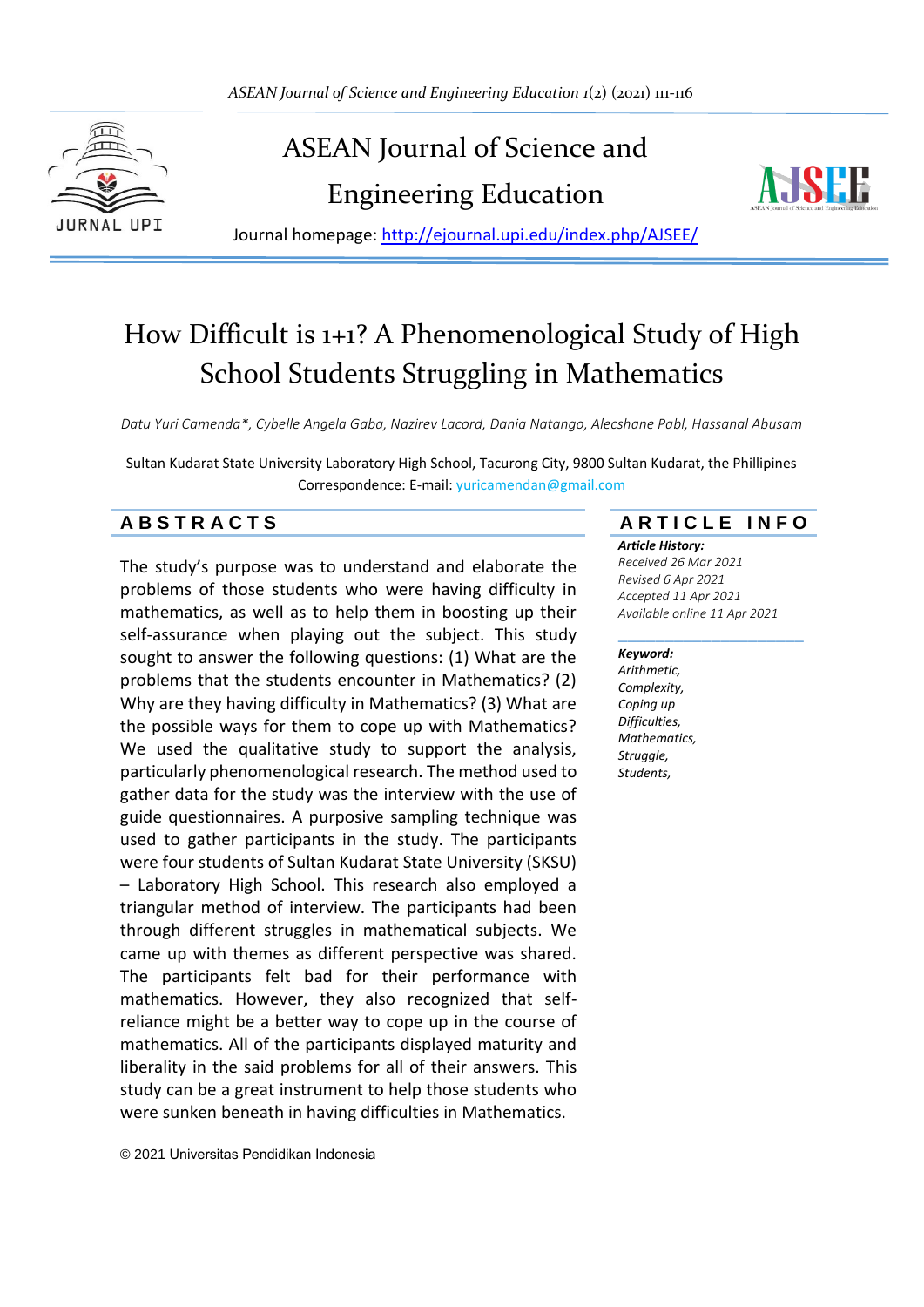# ASEAN Journal of Science and Engineering Education

Journal homepage: http://ejournal.upi.edu/index.php/AJSEE/

# How Difficult is 1+1? A Phenomenological Study of High School Students Struggling in Mathematics

*Datu Yuri Camenda\*, Cybelle Angela Gaba, Nazirev Lacord, Dania Natango, Alecshane Pabl, Hassanal Abusam*

Sultan Kudarat State University Laboratory High School, Tacurong City, 9800 Sultan Kudarat, the Phillipines

Correspondence: E-mail: yuricamendan@gmail.com

## ABSTRACTS

The study's purpose was to understand and elaborate the problems of those students who were having difficulty in mathematics, as well as to help them in boosting up their self-assurance when playing out the subject. This study sought to answer the following questions: (1) What are the problems that the students encounter in Mathematics? (2) Why are they having difficulty in Mathematics? (3) What are the possible ways for them to cope up with Mathematics? We used the qualitative study to support the analysis, particularly phenomenological research. The method used to gather data for the study was the interview with the use of guide questionnaires. A purposive sampling technique was used to gather participants in the study. The participants were four students of Sultan Kudarat State University (SKSU) – Laboratory High School. This research also employed a triangular method of interview. The participants had been through different struggles in mathematical subjects. We came up with themes as different perspective was shared. The participants felt bad for their performance with mathematics. However, they also recognized that self-reliance might be a better way to cope up in the course of mathematics. All of the participants displayed maturity and liberality in the said problems for all of their answers. This study can be a great instrument to help those students who were sunken beneath in having difficulties in Mathematics.

© 2021 Universitas Pendidikan Indonesia

## ARTICLE INFO

***Article History:***
*Received 26 Mar 2021*
*Revised 6 Apr 2021*
*Accepted 11 Apr 2021*
*Available online 11 Apr 2021*

***Keyword:***
*Arithmetic,*
*Complexity,*
*Coping up*
*Difficulties,*
*Mathematics,*
*Struggle,*
*Students,*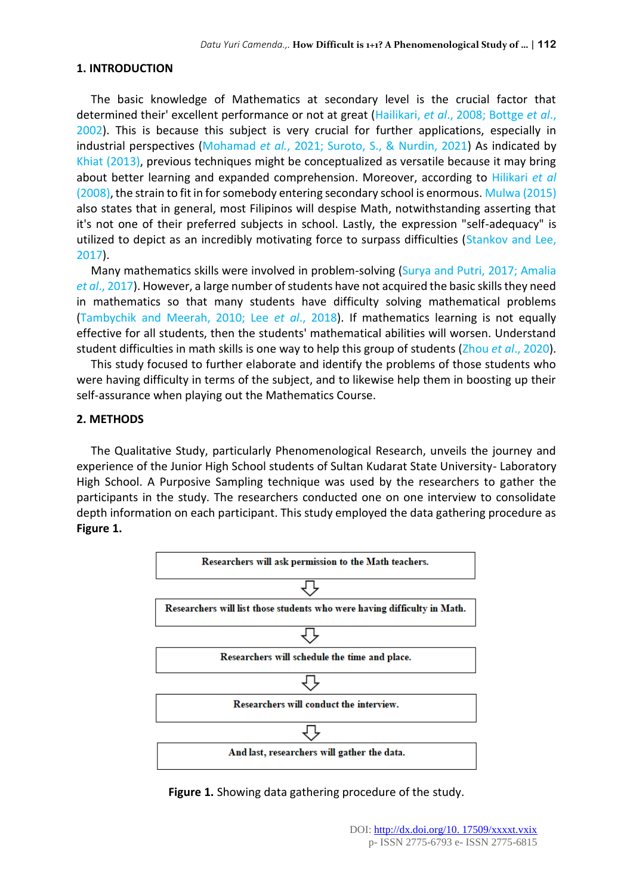## 1. INTRODUCTION

The basic knowledge of Mathematics at secondary level is the crucial factor that determined their' excellent performance or not at great (Hailikari, *et al*., 2008; Bottge *et al*., 2002). This is because this subject is very crucial for further applications, especially in industrial perspectives (Mohamad *et al.*, 2021; Suroto, S., & Nurdin, 2021) As indicated by Khiat (2013), previous techniques might be conceptualized as versatile because it may bring about better learning and expanded comprehension. Moreover, according to Hilikari *et al* (2008), the strain to fit in for somebody entering secondary school is enormous. Mulwa (2015) also states that in general, most Filipinos will despise Math, notwithstanding asserting that it's not one of their preferred subjects in school. Lastly, the expression "self-adequacy" is utilized to depict as an incredibly motivating force to surpass difficulties (Stankov and Lee, 2017).

Many mathematics skills were involved in problem-solving (Surya and Putri, 2017; Amalia *et al*., 2017). However, a large number of students have not acquired the basic skills they need in mathematics so that many students have difficulty solving mathematical problems (Tambychik and Meerah, 2010; Lee *et al*., 2018). If mathematics learning is not equally effective for all students, then the students' mathematical abilities will worsen. Understand student difficulties in math skills is one way to help this group of students (Zhou *et al*., 2020).

This study focused to further elaborate and identify the problems of those students who were having difficulty in terms of the subject, and to likewise help them in boosting up their self-assurance when playing out the Mathematics Course.

## 2. METHODS

The Qualitative Study, particularly Phenomenological Research, unveils the journey and experience of the Junior High School students of Sultan Kudarat State University- Laboratory High School. A Purposive Sampling technique was used by the researchers to gather the participants in the study. The researchers conducted one on one interview to consolidate depth information on each participant. This study employed the data gathering procedure as **Figure 1.**

Researchers will ask permission to the Math teachers.

⇩

Researchers will list those students who were having difficulty in Math.

⇩

Researchers will schedule the time and place.

⇩

Researchers will conduct the interview.

⇩

And last, researchers will gather the data.

**Figure 1.** Showing data gathering procedure of the study.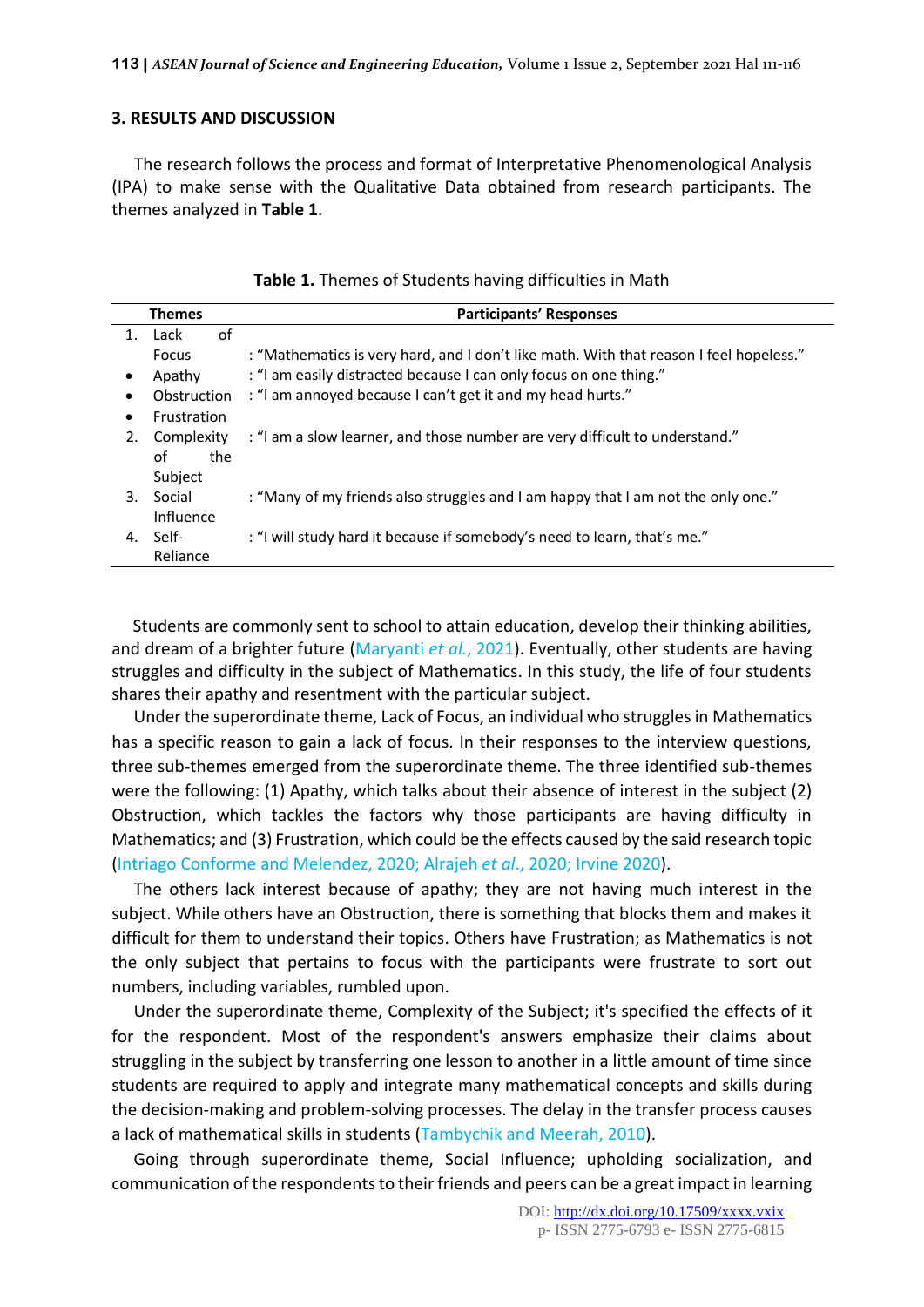## 3. RESULTS AND DISCUSSION

The research follows the process and format of Interpretative Phenomenological Analysis (IPA) to make sense with the Qualitative Data obtained from research participants. The themes analyzed in **Table 1**.

**Table 1.** Themes of Students having difficulties in Math

| Themes | Participants' Responses |
|---|---|
| 1. Lack of Focus | : "Mathematics is very hard, and I don't like math. With that reason I feel hopeless." |
| • Apathy | : "I am easily distracted because I can only focus on one thing." |
| • Obstruction | : "I am annoyed because I can't get it and my head hurts." |
| • Frustration | |
| 2. Complexity of the Subject | : "I am a slow learner, and those number are very difficult to understand." |
| 3. Social Influence | : "Many of my friends also struggles and I am happy that I am not the only one." |
| 4. Self-Reliance | : "I will study hard it because if somebody's need to learn, that's me." |

Students are commonly sent to school to attain education, develop their thinking abilities, and dream of a brighter future (Maryanti *et al.*, 2021). Eventually, other students are having struggles and difficulty in the subject of Mathematics. In this study, the life of four students shares their apathy and resentment with the particular subject.

Under the superordinate theme, Lack of Focus, an individual who struggles in Mathematics has a specific reason to gain a lack of focus. In their responses to the interview questions, three sub-themes emerged from the superordinate theme. The three identified sub-themes were the following: (1) Apathy, which talks about their absence of interest in the subject (2) Obstruction, which tackles the factors why those participants are having difficulty in Mathematics; and (3) Frustration, which could be the effects caused by the said research topic (Intriago Conforme and Melendez, 2020; Alrajeh *et al.*, 2020; Irvine 2020).

The others lack interest because of apathy; they are not having much interest in the subject. While others have an Obstruction, there is something that blocks them and makes it difficult for them to understand their topics. Others have Frustration; as Mathematics is not the only subject that pertains to focus with the participants were frustrate to sort out numbers, including variables, rumbled upon.

Under the superordinate theme, Complexity of the Subject; it's specified the effects of it for the respondent. Most of the respondent's answers emphasize their claims about struggling in the subject by transferring one lesson to another in a little amount of time since students are required to apply and integrate many mathematical concepts and skills during the decision-making and problem-solving processes. The delay in the transfer process causes a lack of mathematical skills in students (Tambychik and Meerah, 2010).

Going through superordinate theme, Social Influence; upholding socialization, and communication of the respondents to their friends and peers can be a great impact in learning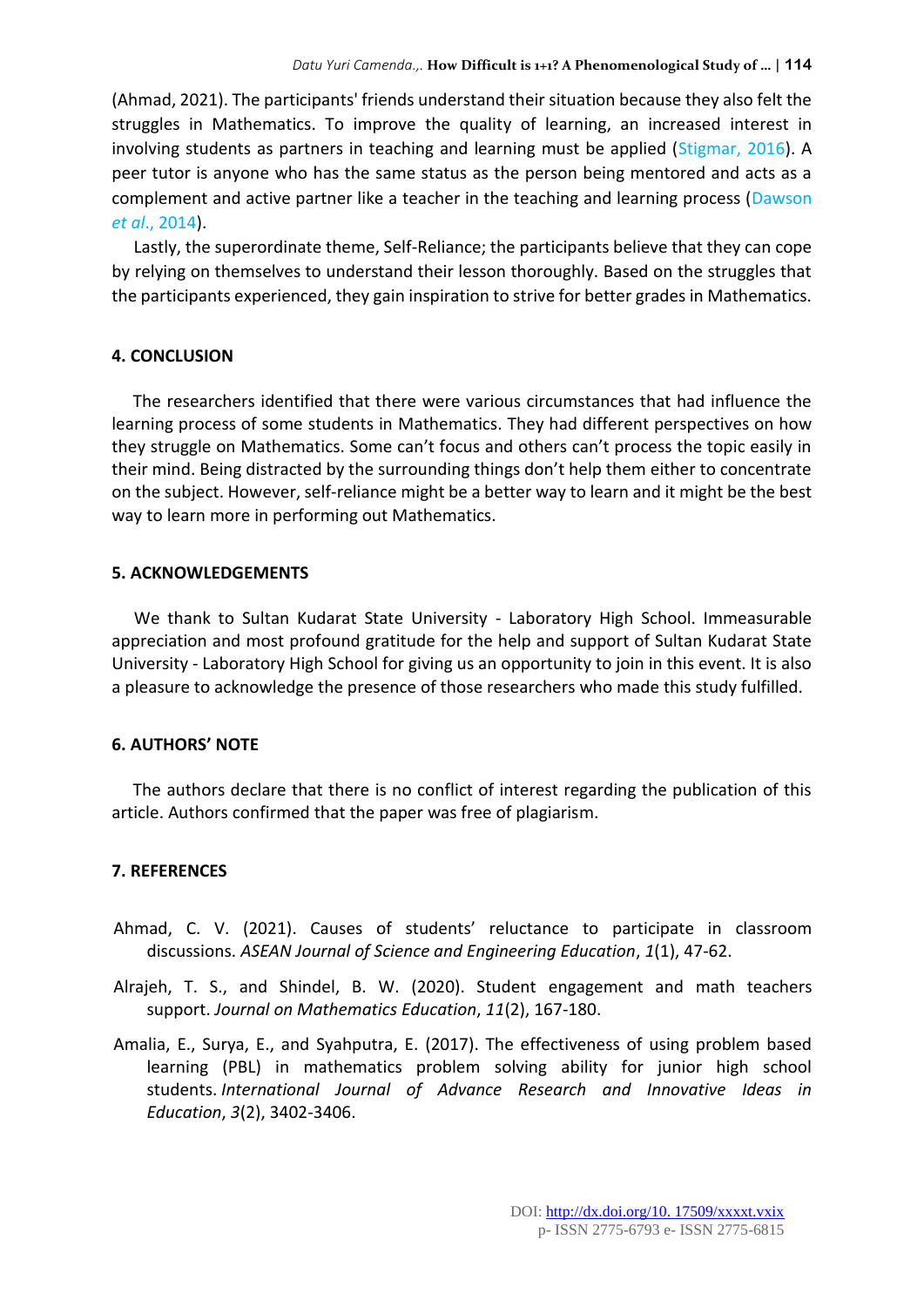(Ahmad, 2021). The participants' friends understand their situation because they also felt the struggles in Mathematics. To improve the quality of learning, an increased interest in involving students as partners in teaching and learning must be applied (Stigmar, 2016). A peer tutor is anyone who has the same status as the person being mentored and acts as a complement and active partner like a teacher in the teaching and learning process (Dawson *et al*., 2014).

Lastly, the superordinate theme, Self-Reliance; the participants believe that they can cope by relying on themselves to understand their lesson thoroughly. Based on the struggles that the participants experienced, they gain inspiration to strive for better grades in Mathematics.

## 4. CONCLUSION

The researchers identified that there were various circumstances that had influence the learning process of some students in Mathematics. They had different perspectives on how they struggle on Mathematics. Some can't focus and others can't process the topic easily in their mind. Being distracted by the surrounding things don't help them either to concentrate on the subject. However, self-reliance might be a better way to learn and it might be the best way to learn more in performing out Mathematics.

## 5. ACKNOWLEDGEMENTS

We thank to Sultan Kudarat State University - Laboratory High School. Immeasurable appreciation and most profound gratitude for the help and support of Sultan Kudarat State University - Laboratory High School for giving us an opportunity to join in this event. It is also a pleasure to acknowledge the presence of those researchers who made this study fulfilled.

## 6. AUTHORS' NOTE

The authors declare that there is no conflict of interest regarding the publication of this article. Authors confirmed that the paper was free of plagiarism.

## 7. REFERENCES

Ahmad, C. V. (2021). Causes of students' reluctance to participate in classroom discussions. *ASEAN Journal of Science and Engineering Education*, *1*(1), 47-62.

Alrajeh, T. S., and Shindel, B. W. (2020). Student engagement and math teachers support. *Journal on Mathematics Education*, *11*(2), 167-180.

Amalia, E., Surya, E., and Syahputra, E. (2017). The effectiveness of using problem based learning (PBL) in mathematics problem solving ability for junior high school students. *International Journal of Advance Research and Innovative Ideas in Education*, *3*(2), 3402-3406.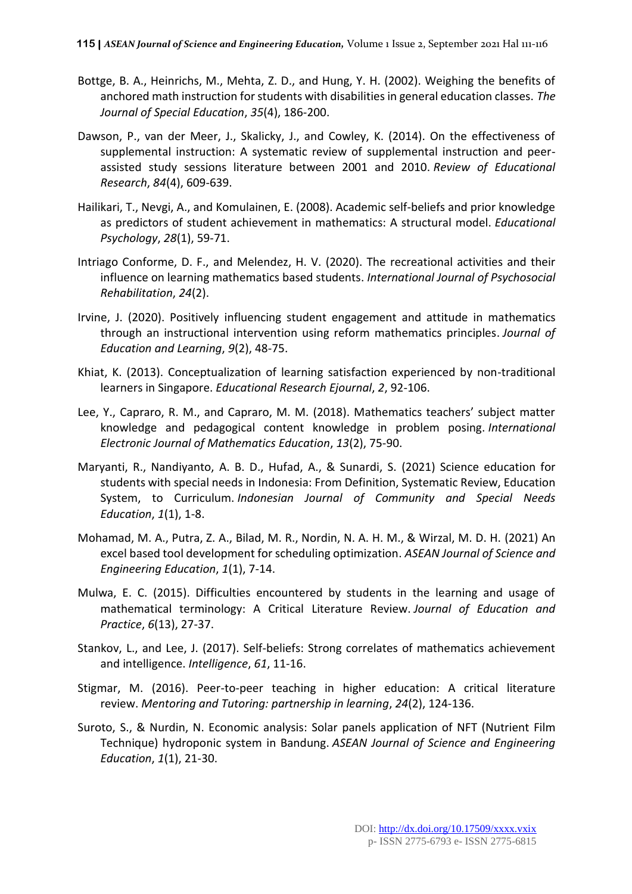Bottge, B. A., Heinrichs, M., Mehta, Z. D., and Hung, Y. H. (2002). Weighing the benefits of anchored math instruction for students with disabilities in general education classes. *The Journal of Special Education*, *35*(4), 186-200.

Dawson, P., van der Meer, J., Skalicky, J., and Cowley, K. (2014). On the effectiveness of supplemental instruction: A systematic review of supplemental instruction and peer-assisted study sessions literature between 2001 and 2010. *Review of Educational Research*, *84*(4), 609-639.

Hailikari, T., Nevgi, A., and Komulainen, E. (2008). Academic self-beliefs and prior knowledge as predictors of student achievement in mathematics: A structural model. *Educational Psychology*, *28*(1), 59-71.

Intriago Conforme, D. F., and Melendez, H. V. (2020). The recreational activities and their influence on learning mathematics based students. *International Journal of Psychosocial Rehabilitation*, *24*(2).

Irvine, J. (2020). Positively influencing student engagement and attitude in mathematics through an instructional intervention using reform mathematics principles. *Journal of Education and Learning*, *9*(2), 48-75.

Khiat, K. (2013). Conceptualization of learning satisfaction experienced by non-traditional learners in Singapore. *Educational Research Ejournal*, *2*, 92-106.

Lee, Y., Capraro, R. M., and Capraro, M. M. (2018). Mathematics teachers' subject matter knowledge and pedagogical content knowledge in problem posing. *International Electronic Journal of Mathematics Education*, *13*(2), 75-90.

Maryanti, R., Nandiyanto, A. B. D., Hufad, A., & Sunardi, S. (2021) Science education for students with special needs in Indonesia: From Definition, Systematic Review, Education System, to Curriculum. *Indonesian Journal of Community and Special Needs Education*, *1*(1), 1-8.

Mohamad, M. A., Putra, Z. A., Bilad, M. R., Nordin, N. A. H. M., & Wirzal, M. D. H. (2021) An excel based tool development for scheduling optimization. *ASEAN Journal of Science and Engineering Education*, *1*(1), 7-14.

Mulwa, E. C. (2015). Difficulties encountered by students in the learning and usage of mathematical terminology: A Critical Literature Review. *Journal of Education and Practice*, *6*(13), 27-37.

Stankov, L., and Lee, J. (2017). Self-beliefs: Strong correlates of mathematics achievement and intelligence. *Intelligence*, *61*, 11-16.

Stigmar, M. (2016). Peer-to-peer teaching in higher education: A critical literature review. *Mentoring and Tutoring: partnership in learning*, *24*(2), 124-136.

Suroto, S., & Nurdin, N. Economic analysis: Solar panels application of NFT (Nutrient Film Technique) hydroponic system in Bandung. *ASEAN Journal of Science and Engineering Education*, *1*(1), 21-30.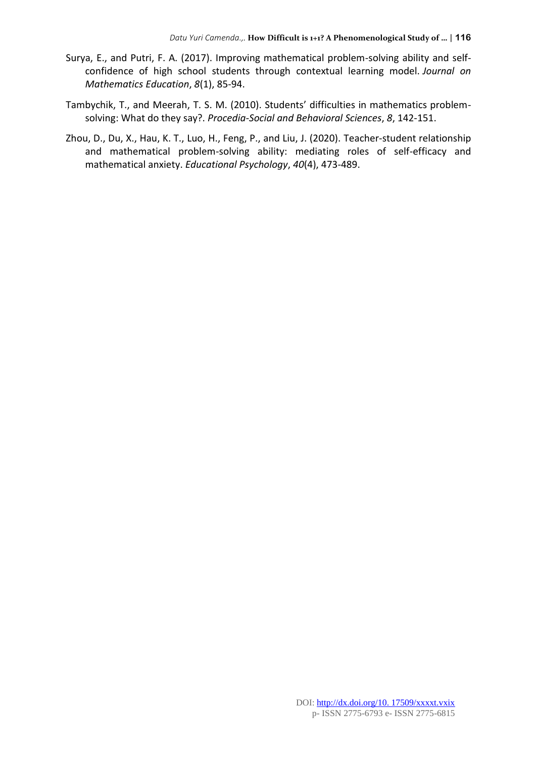Surya, E., and Putri, F. A. (2017). Improving mathematical problem-solving ability and self-confidence of high school students through contextual learning model. *Journal on Mathematics Education*, *8*(1), 85-94.

Tambychik, T., and Meerah, T. S. M. (2010). Students' difficulties in mathematics problem-solving: What do they say?. *Procedia-Social and Behavioral Sciences*, *8*, 142-151.

Zhou, D., Du, X., Hau, K. T., Luo, H., Feng, P., and Liu, J. (2020). Teacher-student relationship and mathematical problem-solving ability: mediating roles of self-efficacy and mathematical anxiety. *Educational Psychology*, *40*(4), 473-489.